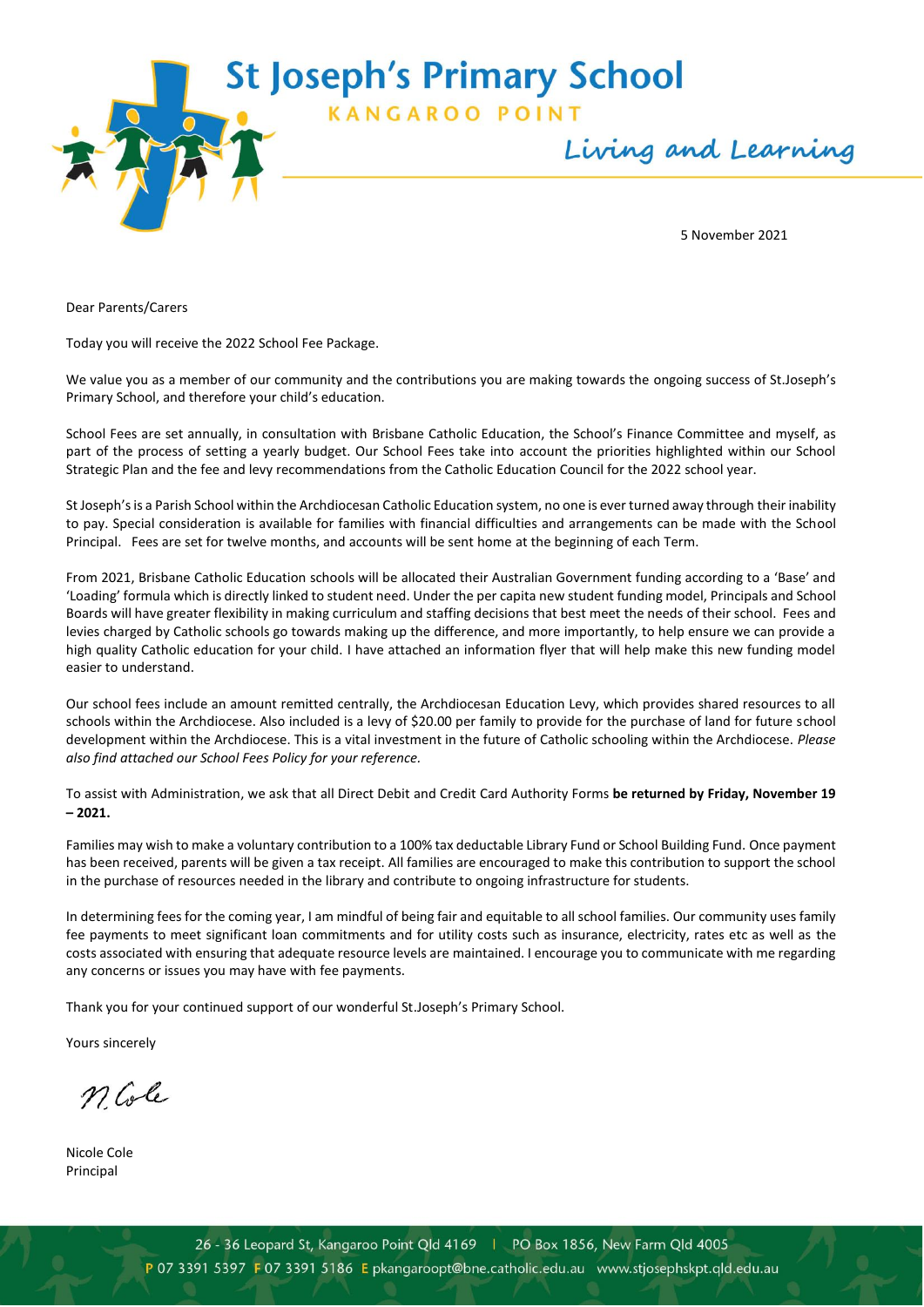# St Joseph's Primary School

KANGAROO POINT

*Living and Learning*

5 November 2021

Dear Parents/Carers

Today you will receive the 2022 School Fee Package.

We value you as a member of our community and the contributions you are making towards the ongoing success of St.Joseph's Primary School, and therefore your child's education.

School Fees are set annually, in consultation with Brisbane Catholic Education, the School's Finance Committee and myself, as part of the process of setting a yearly budget. Our School Fees take into account the priorities highlighted within our School Strategic Plan and the fee and levy recommendations from the Catholic Education Council for the 2022 school year.

St Joseph's is a Parish School within the Archdiocesan Catholic Education system, no one is ever turned away through their inability to pay. Special consideration is available for families with financial difficulties and arrangements can be made with the School Principal. Fees are set for twelve months, and accounts will be sent home at the beginning of each Term.

From 2021, Brisbane Catholic Education schools will be allocated their Australian Government funding according to a 'Base' and 'Loading' formula which is directly linked to student need. Under the per capita new student funding model, Principals and School Boards will have greater flexibility in making curriculum and staffing decisions that best meet the needs of their school. Fees and levies charged by Catholic schools go towards making up the difference, and more importantly, to help ensure we can provide a high quality Catholic education for your child. I have attached an information flyer that will help make this new funding model easier to understand.

Our school fees include an amount remitted centrally, the Archdiocesan Education Levy, which provides shared resources to all schools within the Archdiocese. Also included is a levy of $20.00 per family to provide for the purchase of land for future school development within the Archdiocese. This is a vital investment in the future of Catholic schooling within the Archdiocese. *Please also find attached our School Fees Policy for your reference.*

To assist with Administration, we ask that all Direct Debit and Credit Card Authority Forms **be returned by Friday, November 19 – 2021.**

Families may wish to make a voluntary contribution to a 100% tax deductable Library Fund or School Building Fund. Once payment has been received, parents will be given a tax receipt. All families are encouraged to make this contribution to support the school in the purchase of resources needed in the library and contribute to ongoing infrastructure for students.

In determining fees for the coming year, I am mindful of being fair and equitable to all school families. Our community uses family fee payments to meet significant loan commitments and for utility costs such as insurance, electricity, rates etc as well as the costs associated with ensuring that adequate resource levels are maintained. I encourage you to communicate with me regarding any concerns or issues you may have with fee payments.

Thank you for your continued support of our wonderful St.Joseph's Primary School.

Yours sincerely

N. Cole

Nicole Cole
Principal

26 - 36 Leopard St, Kangaroo Point Qld 4169 | PO Box 1856, New Farm Qld 4005
P 07 3391 5397 F 07 3391 5186 E pkangaroopt@bne.catholic.edu.au www.stjosephskpt.qld.edu.au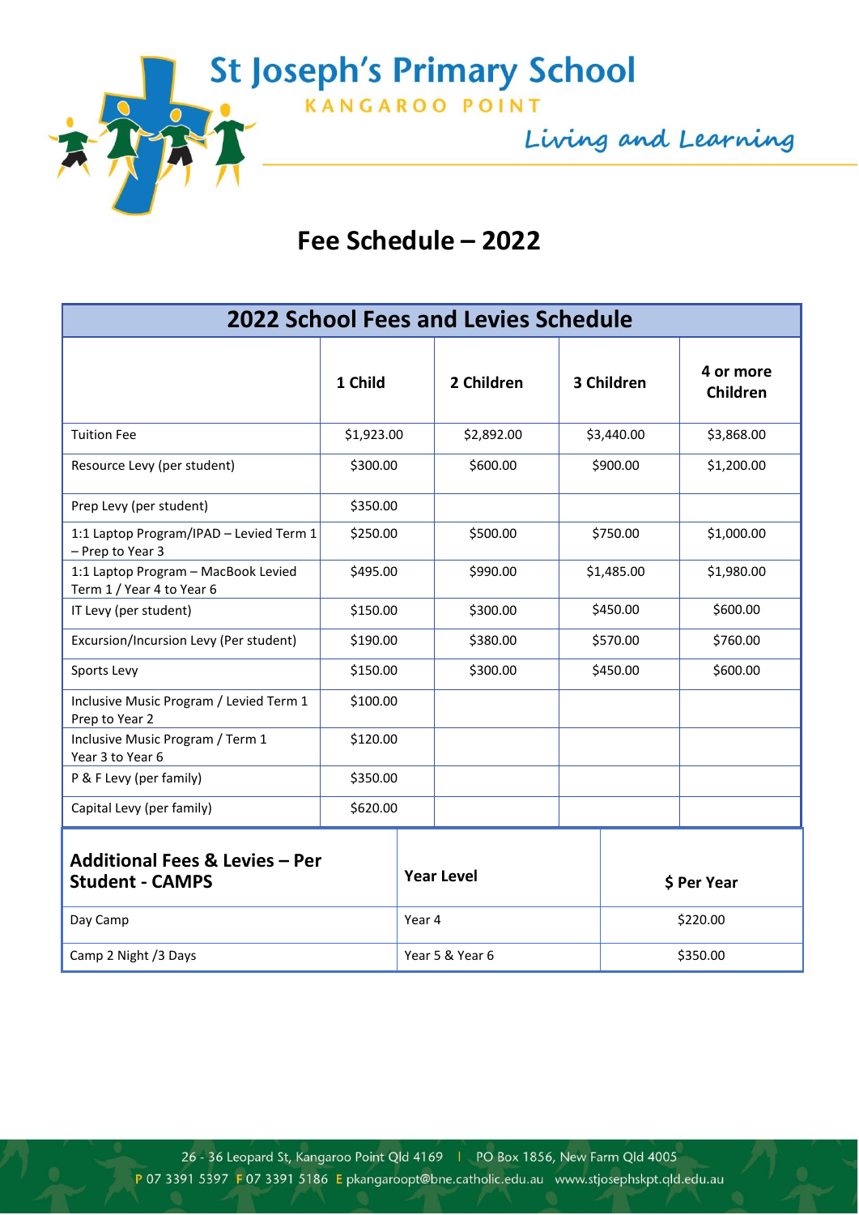# St Joseph's Primary School

KANGAROO POINT

*Living and Learning*

## Fee Schedule – 2022

| 2022 School Fees and Levies Schedule | | | | |
|---|---|---|---|---|
| | **1 Child** | **2 Children** | **3 Children** | **4 or more Children** |
| Tuition Fee | $1,923.00 | $2,892.00 | $3,440.00 | $3,868.00 |
| Resource Levy (per student) | $300.00 | $600.00 | $900.00 | $1,200.00 |
| Prep Levy (per student) | $350.00 | | | |
| 1:1 Laptop Program/IPAD – Levied Term 1 – Prep to Year 3 | $250.00 | $500.00 | $750.00 | $1,000.00 |
| 1:1 Laptop Program – MacBook Levied Term 1 / Year 4 to Year 6 | $495.00 | $990.00 | $1,485.00 | $1,980.00 |
| IT Levy (per student) | $150.00 | $300.00 | $450.00 | $600.00 |
| Excursion/Incursion Levy (Per student) | $190.00 | $380.00 | $570.00 | $760.00 |
| Sports Levy | $150.00 | $300.00 | $450.00 | $600.00 |
| Inclusive Music Program / Levied Term 1 Prep to Year 2 | $100.00 | | | |
| Inclusive Music Program / Term 1 Year 3 to Year 6 | $120.00 | | | |
| P & F Levy (per family) | $350.00 | | | |
| Capital Levy (per family) | $620.00 | | | |

| **Additional Fees & Levies – Per Student - CAMPS** | **Year Level** | **$ Per Year** |
|---|---|---|
| Day Camp | Year 4 | $220.00 |
| Camp 2 Night /3 Days | Year 5 & Year 6 | $350.00 |

26 - 36 Leopard St, Kangaroo Point Qld 4169 | PO Box 1856, New Farm Qld 4005
P 07 3391 5397 F 07 3391 5186 E pkangaroopt@bne.catholic.edu.au www.stjosephskpt.qld.edu.au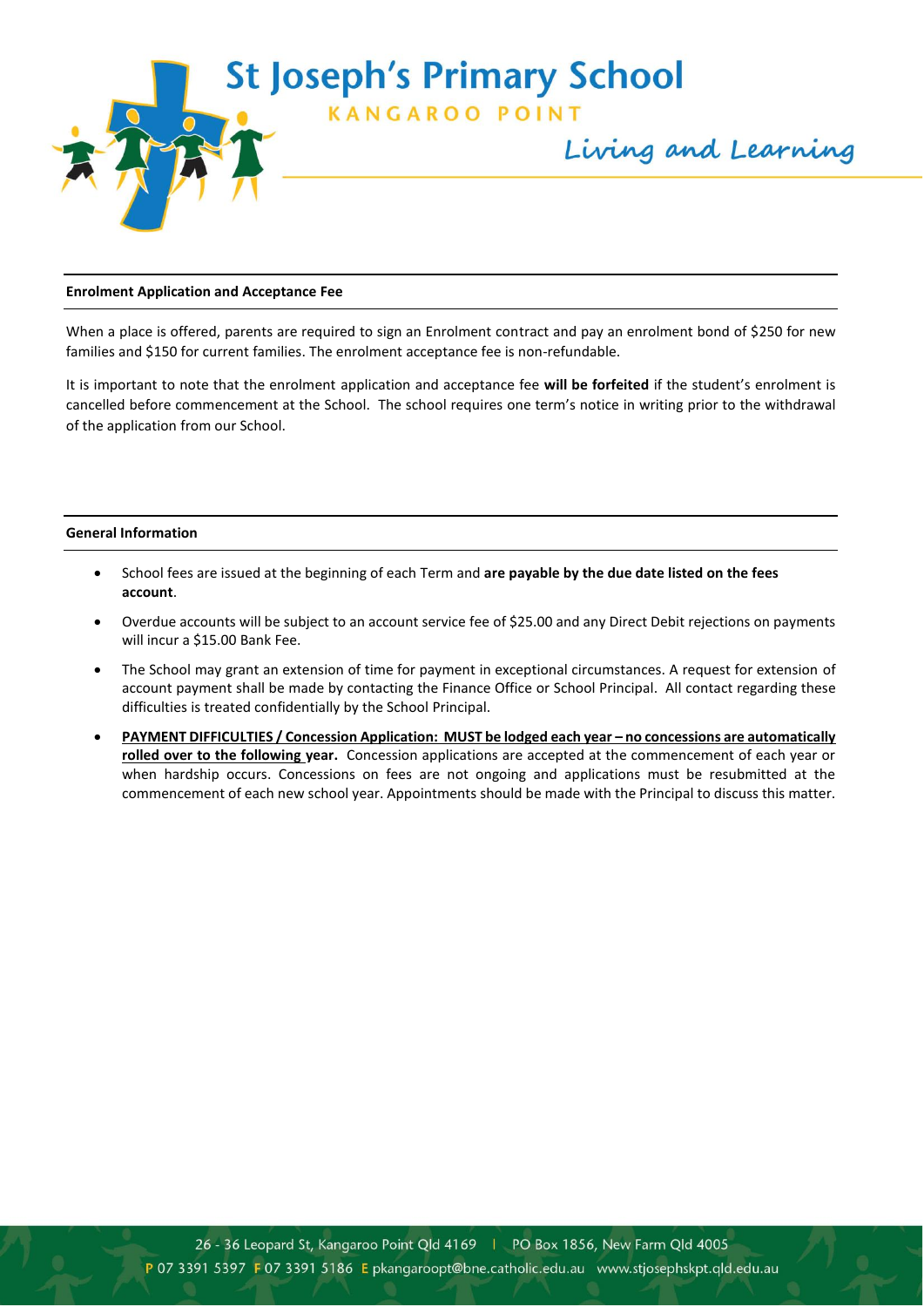**Enrolment Application and Acceptance Fee**

When a place is offered, parents are required to sign an Enrolment contract and pay an enrolment bond of $250 for new families and $150 for current families. The enrolment acceptance fee is non-refundable.

It is important to note that the enrolment application and acceptance fee **will be forfeited** if the student's enrolment is cancelled before commencement at the School. The school requires one term's notice in writing prior to the withdrawal of the application from our School.

**General Information**

- School fees are issued at the beginning of each Term and **are payable by the due date listed on the fees account**.
- Overdue accounts will be subject to an account service fee of $25.00 and any Direct Debit rejections on payments will incur a $15.00 Bank Fee.
- The School may grant an extension of time for payment in exceptional circumstances. A request for extension of account payment shall be made by contacting the Finance Office or School Principal. All contact regarding these difficulties is treated confidentially by the School Principal.
- **PAYMENT DIFFICULTIES / Concession Application: MUST be lodged each year – no concessions are automatically rolled over to the following year.** Concession applications are accepted at the commencement of each year or when hardship occurs. Concessions on fees are not ongoing and applications must be resubmitted at the commencement of each new school year. Appointments should be made with the Principal to discuss this matter.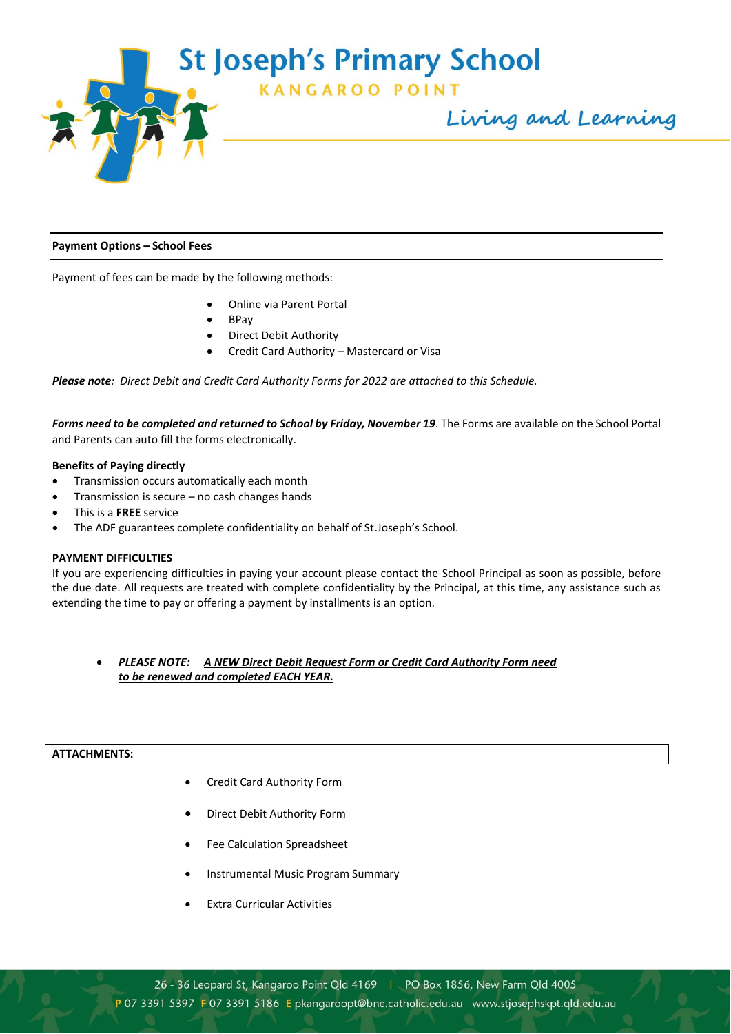# St Joseph's Primary School

KANGAROO POINT

*Living and Learning*

**Payment Options – School Fees**

Payment of fees can be made by the following methods:

- Online via Parent Portal
- BPay
- Direct Debit Authority
- Credit Card Authority – Mastercard or Visa

***Please note**: Direct Debit and Credit Card Authority Forms for 2022 are attached to this Schedule.*

***Forms need to be completed and returned to School by Friday, November 19***. The Forms are available on the School Portal and Parents can auto fill the forms electronically.

**Benefits of Paying directly**

- Transmission occurs automatically each month
- Transmission is secure – no cash changes hands
- This is a **FREE** service
- The ADF guarantees complete confidentiality on behalf of St.Joseph's School.

**PAYMENT DIFFICULTIES**

If you are experiencing difficulties in paying your account please contact the School Principal as soon as possible, before the due date. All requests are treated with complete confidentiality by the Principal, at this time, any assistance such as extending the time to pay or offering a payment by installments is an option.

- ***PLEASE NOTE: A NEW Direct Debit Request Form or Credit Card Authority Form need to be renewed and completed EACH YEAR.***

**ATTACHMENTS:**

- Credit Card Authority Form
- Direct Debit Authority Form
- Fee Calculation Spreadsheet
- Instrumental Music Program Summary
- Extra Curricular Activities

26 - 36 Leopard St, Kangaroo Point Qld 4169 | PO Box 1856, New Farm Qld 4005
P 07 3391 5397 F 07 3391 5186 E pkangaroopt@bne.catholic.edu.au www.stjosephskpt.qld.edu.au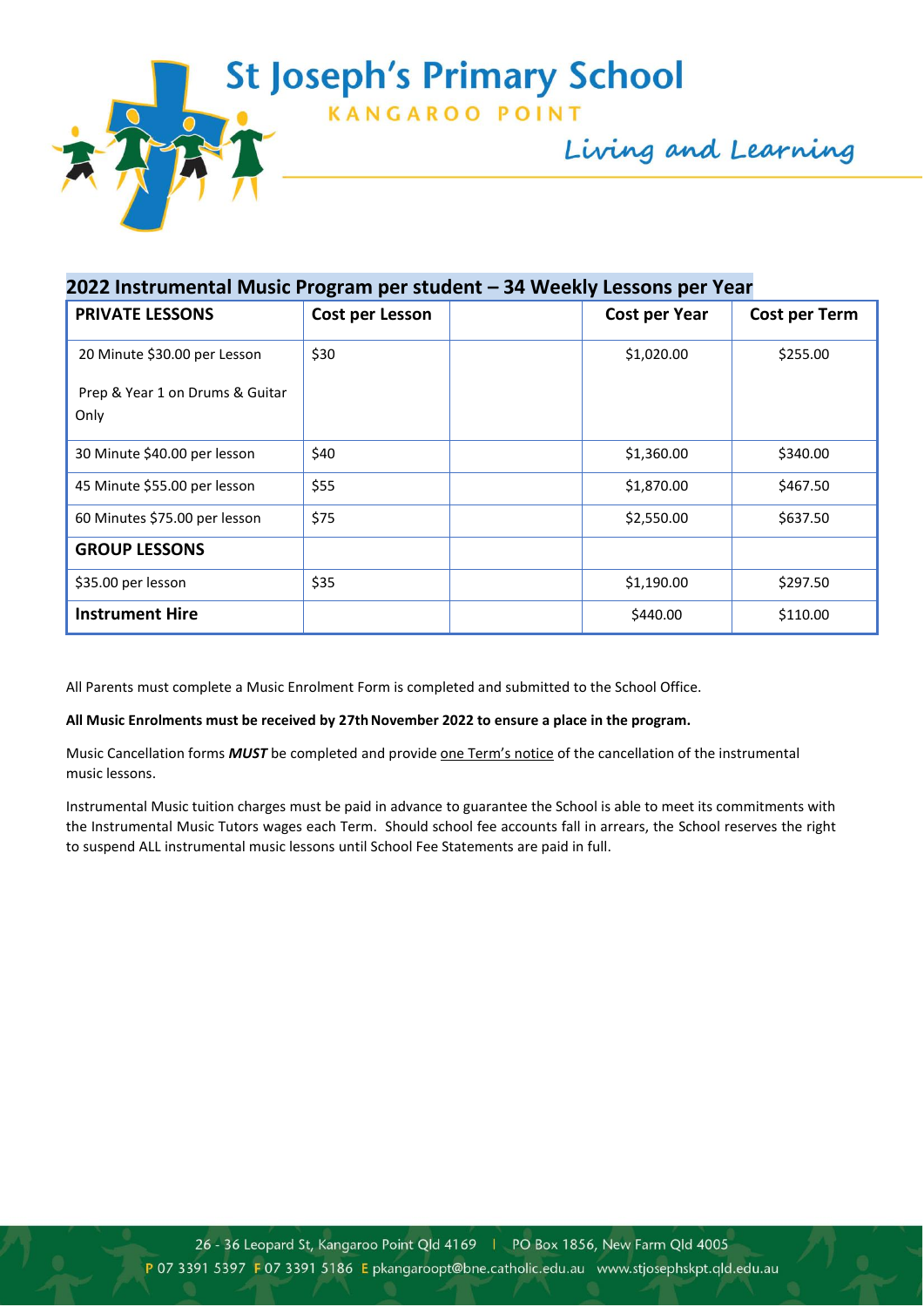# St Joseph's Primary School

KANGAROO POINT

*Living and Learning*

## 2022 Instrumental Music Program per student – 34 Weekly Lessons per Year

| PRIVATE LESSONS | Cost per Lesson | | Cost per Year | Cost per Term |
|---|---|---|---|---|
| 20 Minute $30.00 per Lesson<br><br>Prep & Year 1 on Drums & Guitar Only | $30 | | $1,020.00 | $255.00 |
| 30 Minute $40.00 per lesson | $40 | | $1,360.00 | $340.00 |
| 45 Minute $55.00 per lesson | $55 | | $1,870.00 | $467.50 |
| 60 Minutes $75.00 per lesson | $75 | | $2,550.00 | $637.50 |
| **GROUP LESSONS** | | | | |
| $35.00 per lesson | $35 | | $1,190.00 | $297.50 |
| **Instrument Hire** | | | $440.00 | $110.00 |

All Parents must complete a Music Enrolment Form is completed and submitted to the School Office.

**All Music Enrolments must be received by 27th November 2022 to ensure a place in the program.**

Music Cancellation forms ***MUST*** be completed and provide one Term's notice of the cancellation of the instrumental music lessons.

Instrumental Music tuition charges must be paid in advance to guarantee the School is able to meet its commitments with the Instrumental Music Tutors wages each Term. Should school fee accounts fall in arrears, the School reserves the right to suspend ALL instrumental music lessons until School Fee Statements are paid in full.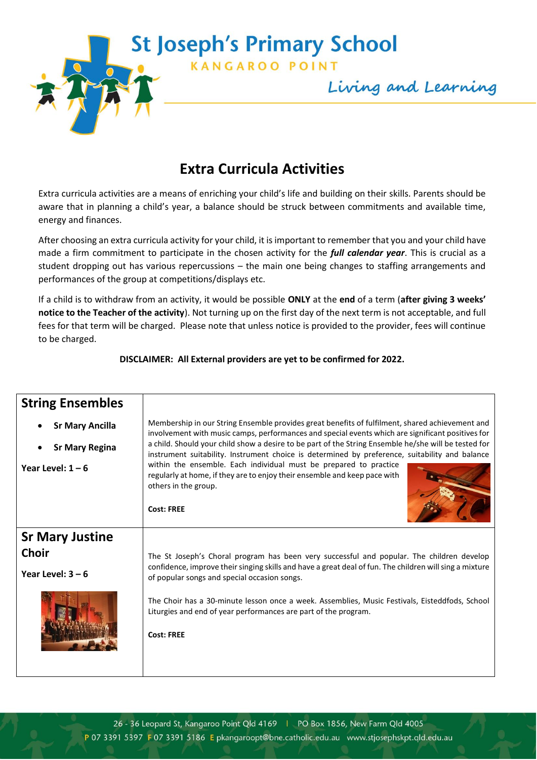# Extra Curricula Activities

Extra curricula activities are a means of enriching your child's life and building on their skills. Parents should be aware that in planning a child's year, a balance should be struck between commitments and available time, energy and finances.

After choosing an extra curricula activity for your child, it is important to remember that you and your child have made a firm commitment to participate in the chosen activity for the ***full calendar year***. This is crucial as a student dropping out has various repercussions – the main one being changes to staffing arrangements and performances of the group at competitions/displays etc.

If a child is to withdraw from an activity, it would be possible **ONLY** at the **end** of a term (**after giving 3 weeks' notice to the Teacher of the activity**). Not turning up on the first day of the next term is not acceptable, and full fees for that term will be charged. Please note that unless notice is provided to the provider, fees will continue to be charged.

**DISCLAIMER: All External providers are yet to be confirmed for 2022.**

| Activity | Details |
|---|---|
| **String Ensembles**<br>• **Sr Mary Ancilla**<br>• **Sr Mary Regina**<br>**Year Level: 1 – 6** | Membership in our String Ensemble provides great benefits of fulfilment, shared achievement and involvement with music camps, performances and special events which are significant positives for a child. Should your child show a desire to be part of the String Ensemble he/she will be tested for instrument suitability. Instrument choice is determined by preference, suitability and balance within the ensemble. Each individual must be prepared to practice regularly at home, if they are to enjoy their ensemble and keep pace with others in the group.<br><br>**Cost: FREE** |
| **Sr Mary Justine Choir**<br>**Year Level: 3 – 6** | The St Joseph's Choral program has been very successful and popular. The children develop confidence, improve their singing skills and have a great deal of fun. The children will sing a mixture of popular songs and special occasion songs.<br><br>The Choir has a 30-minute lesson once a week. Assemblies, Music Festivals, Eisteddfods, School Liturgies and end of year performances are part of the program.<br><br>**Cost: FREE** |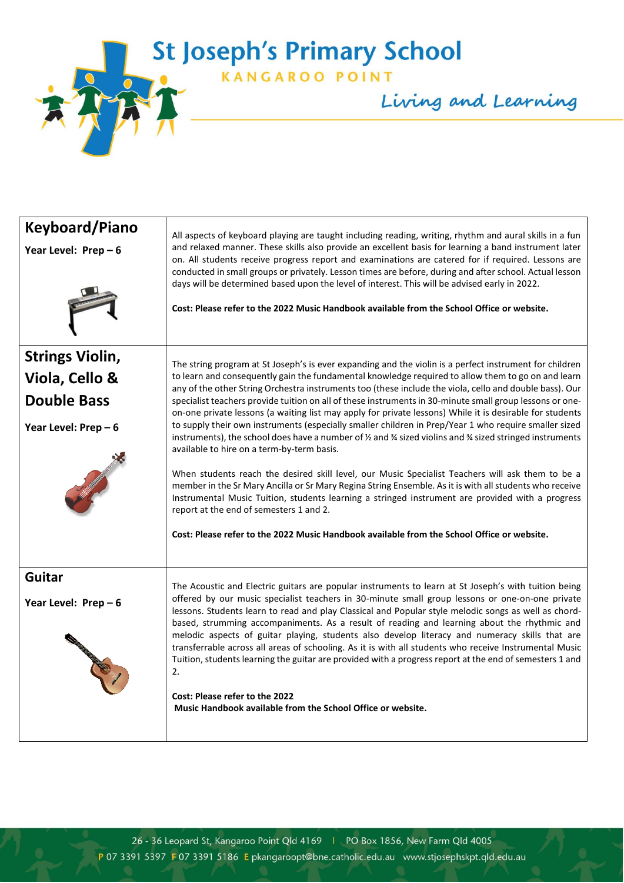| Keyboard/Piano<br><br>**Year Level: Prep – 6** | All aspects of keyboard playing are taught including reading, writing, rhythm and aural skills in a fun and relaxed manner. These skills also provide an excellent basis for learning a band instrument later on. All students receive progress report and examinations are catered for if required. Lessons are conducted in small groups or privately. Lesson times are before, during and after school. Actual lesson days will be determined based upon the level of interest. This will be advised early in 2022.<br><br>**Cost: Please refer to the 2022 Music Handbook available from the School Office or website.** |
|---|---|
| **Strings Violin, Viola, Cello & Double Bass**<br><br>**Year Level: Prep – 6** | The string program at St Joseph's is ever expanding and the violin is a perfect instrument for children to learn and consequently gain the fundamental knowledge required to allow them to go on and learn any of the other String Orchestra instruments too (these include the viola, cello and double bass). Our specialist teachers provide tuition on all of these instruments in 30-minute small group lessons or one-on-one private lessons (a waiting list may apply for private lessons) While it is desirable for students to supply their own instruments (especially smaller children in Prep/Year 1 who require smaller sized instruments), the school does have a number of ½ and ¾ sized violins and ¾ sized stringed instruments available to hire on a term-by-term basis.<br><br>When students reach the desired skill level, our Music Specialist Teachers will ask them to be a member in the Sr Mary Ancilla or Sr Mary Regina String Ensemble. As it is with all students who receive Instrumental Music Tuition, students learning a stringed instrument are provided with a progress report at the end of semesters 1 and 2.<br><br>**Cost: Please refer to the 2022 Music Handbook available from the School Office or website.** |
| **Guitar**<br><br>**Year Level: Prep – 6** | The Acoustic and Electric guitars are popular instruments to learn at St Joseph's with tuition being offered by our music specialist teachers in 30-minute small group lessons or one-on-one private lessons. Students learn to read and play Classical and Popular style melodic songs as well as chord-based, strumming accompaniments. As a result of reading and learning about the rhythmic and melodic aspects of guitar playing, students also develop literacy and numeracy skills that are transferrable across all areas of schooling. As it is with all students who receive Instrumental Music Tuition, students learning the guitar are provided with a progress report at the end of semesters 1 and 2.<br><br>**Cost: Please refer to the 2022 Music Handbook available from the School Office or website.** |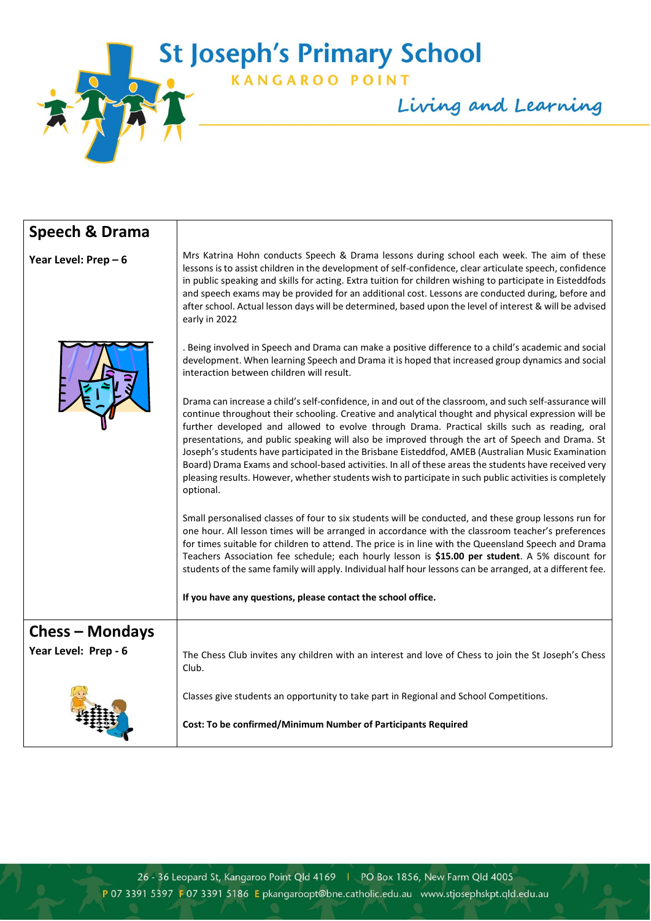## Speech & Drama

**Year Level: Prep – 6**

Mrs Katrina Hohn conducts Speech & Drama lessons during school each week. The aim of these lessons is to assist children in the development of self-confidence, clear articulate speech, confidence in public speaking and skills for acting. Extra tuition for children wishing to participate in Eisteddfods and speech exams may be provided for an additional cost. Lessons are conducted during, before and after school. Actual lesson days will be determined, based upon the level of interest & will be advised early in 2022

. Being involved in Speech and Drama can make a positive difference to a child's academic and social development. When learning Speech and Drama it is hoped that increased group dynamics and social interaction between children will result.

Drama can increase a child's self-confidence, in and out of the classroom, and such self-assurance will continue throughout their schooling. Creative and analytical thought and physical expression will be further developed and allowed to evolve through Drama. Practical skills such as reading, oral presentations, and public speaking will also be improved through the art of Speech and Drama. St Joseph's students have participated in the Brisbane Eisteddfod, AMEB (Australian Music Examination Board) Drama Exams and school-based activities. In all of these areas the students have received very pleasing results. However, whether students wish to participate in such public activities is completely optional.

Small personalised classes of four to six students will be conducted, and these group lessons run for one hour. All lesson times will be arranged in accordance with the classroom teacher's preferences for times suitable for children to attend. The price is in line with the Queensland Speech and Drama Teachers Association fee schedule; each hourly lesson is **$15.00 per student**. A 5% discount for students of the same family will apply. Individual half hour lessons can be arranged, at a different fee.

**If you have any questions, please contact the school office.**

## Chess – Mondays

**Year Level: Prep - 6**

The Chess Club invites any children with an interest and love of Chess to join the St Joseph's Chess Club.

Classes give students an opportunity to take part in Regional and School Competitions.

**Cost: To be confirmed/Minimum Number of Participants Required**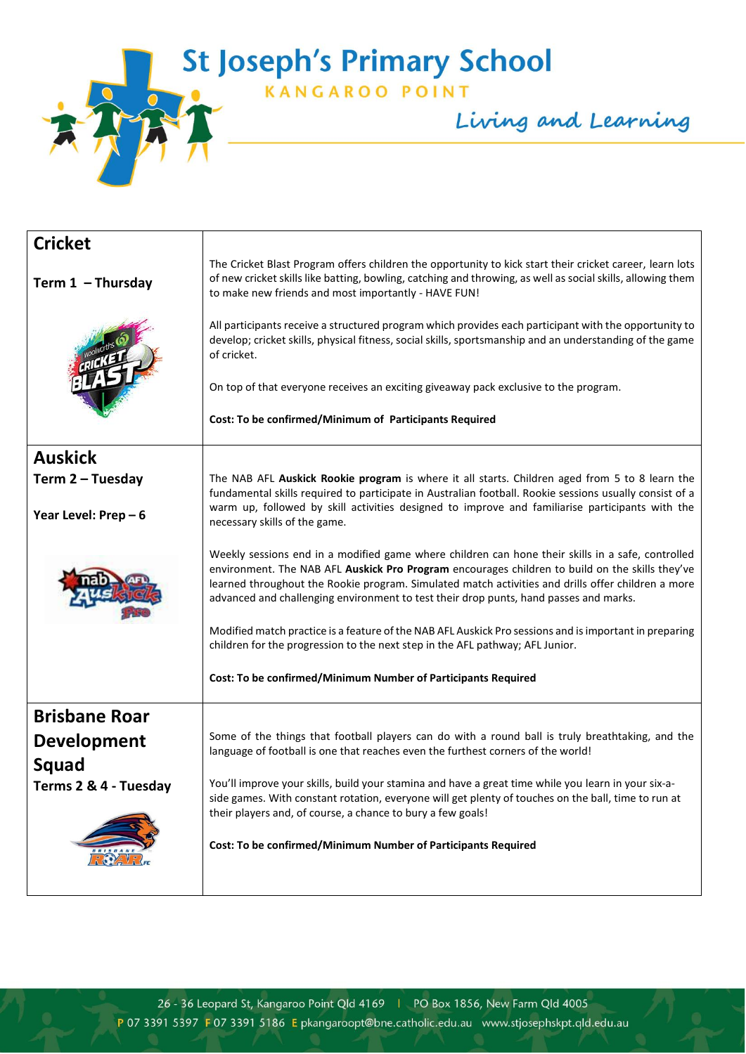# St Joseph's Primary School

KANGAROO POINT

*Living and Learning*

| | |
|---|---|
| **Cricket**<br><br>**Term 1 – Thursday** | The Cricket Blast Program offers children the opportunity to kick start their cricket career, learn lots of new cricket skills like batting, bowling, catching and throwing, as well as social skills, allowing them to make new friends and most importantly - HAVE FUN!<br><br>All participants receive a structured program which provides each participant with the opportunity to develop; cricket skills, physical fitness, social skills, sportsmanship and an understanding of the game of cricket.<br><br>On top of that everyone receives an exciting giveaway pack exclusive to the program.<br><br>**Cost: To be confirmed/Minimum of Participants Required** |
| **Auskick**<br>**Term 2 – Tuesday**<br><br>**Year Level: Prep – 6** | The NAB AFL **Auskick Rookie program** is where it all starts. Children aged from 5 to 8 learn the fundamental skills required to participate in Australian football. Rookie sessions usually consist of a warm up, followed by skill activities designed to improve and familiarise participants with the necessary skills of the game.<br><br>Weekly sessions end in a modified game where children can hone their skills in a safe, controlled environment. The NAB AFL **Auskick Pro Program** encourages children to build on the skills they've learned throughout the Rookie program. Simulated match activities and drills offer children a more advanced and challenging environment to test their drop punts, hand passes and marks.<br><br>Modified match practice is a feature of the NAB AFL Auskick Pro sessions and is important in preparing children for the progression to the next step in the AFL pathway; AFL Junior.<br><br>**Cost: To be confirmed/Minimum Number of Participants Required** |
| **Brisbane Roar Development Squad**<br>**Terms 2 & 4 - Tuesday** | Some of the things that football players can do with a round ball is truly breathtaking, and the language of football is one that reaches even the furthest corners of the world!<br><br>You'll improve your skills, build your stamina and have a great time while you learn in your six-a-side games. With constant rotation, everyone will get plenty of touches on the ball, time to run at their players and, of course, a chance to bury a few goals!<br><br>**Cost: To be confirmed/Minimum Number of Participants Required** |

26 - 36 Leopard St, Kangaroo Point Qld 4169 | PO Box 1856, New Farm Qld 4005
P 07 3391 5397 F 07 3391 5186 E pkangarooppt@bne.catholic.edu.au www.stjosephskpt.qld.edu.au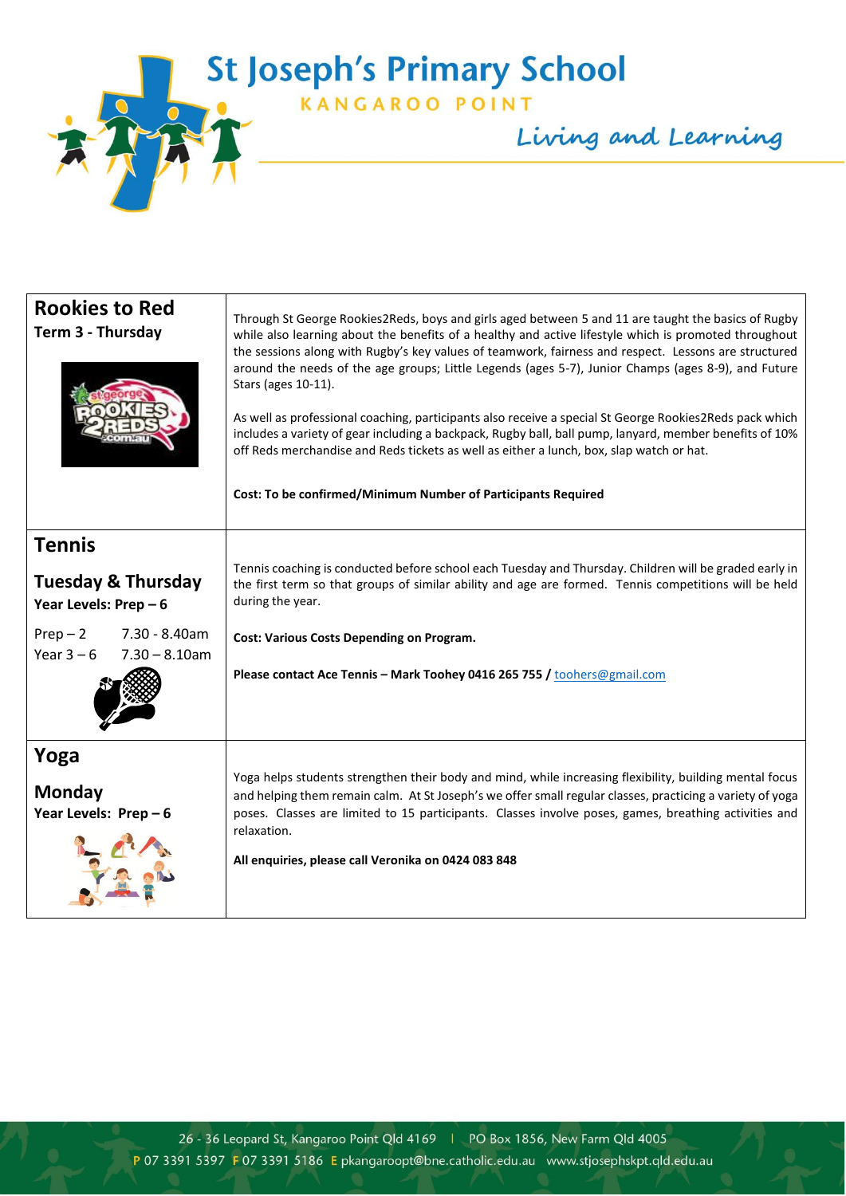# St Joseph's Primary School

KANGAROO POINT

*Living and Learning*

| | |
|---|---|
| **Rookies to Red**<br>**Term 3 - Thursday** | Through St George Rookies2Reds, boys and girls aged between 5 and 11 are taught the basics of Rugby while also learning about the benefits of a healthy and active lifestyle which is promoted throughout the sessions along with Rugby's key values of teamwork, fairness and respect. Lessons are structured around the needs of the age groups; Little Legends (ages 5-7), Junior Champs (ages 8-9), and Future Stars (ages 10-11).<br><br>As well as professional coaching, participants also receive a special St George Rookies2Reds pack which includes a variety of gear including a backpack, Rugby ball, ball pump, lanyard, member benefits of 10% off Reds merchandise and Reds tickets as well as either a lunch, box, slap watch or hat.<br><br>**Cost: To be confirmed/Minimum Number of Participants Required** |
| **Tennis**<br><br>**Tuesday & Thursday**<br>**Year Levels: Prep – 6**<br><br>Prep – 2 7.30 - 8.40am<br>Year 3 – 6 7.30 – 8.10am | Tennis coaching is conducted before school each Tuesday and Thursday. Children will be graded early in the first term so that groups of similar ability and age are formed. Tennis competitions will be held during the year.<br><br>**Cost: Various Costs Depending on Program.**<br><br>**Please contact Ace Tennis – Mark Toohey 0416 265 755 /** toohers@gmail.com |
| **Yoga**<br><br>**Monday**<br>**Year Levels: Prep – 6** | Yoga helps students strengthen their body and mind, while increasing flexibility, building mental focus and helping them remain calm. At St Joseph's we offer small regular classes, practicing a variety of yoga poses. Classes are limited to 15 participants. Classes involve poses, games, breathing activities and relaxation.<br><br>**All enquiries, please call Veronika on 0424 083 848** |

26 - 36 Leopard St, Kangaroo Point Qld 4169 | PO Box 1856, New Farm Qld 4005
P 07 3391 5397 F 07 3391 5186 E pkangaroopt@bne.catholic.edu.au www.stjosephskpt.qld.edu.au